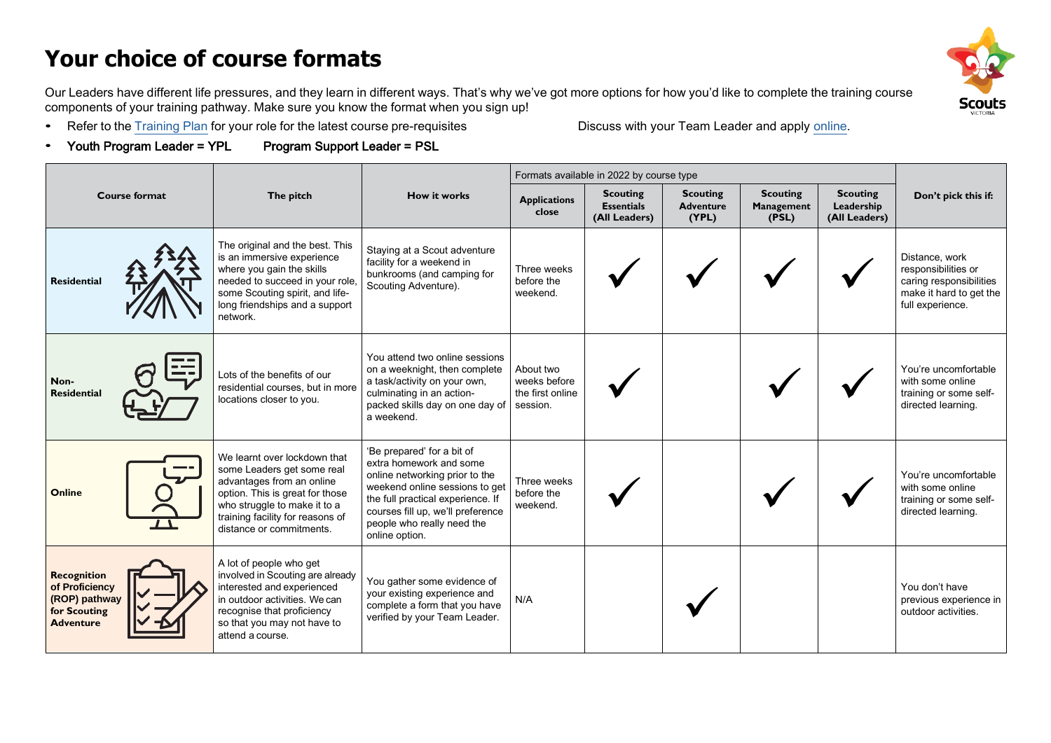# Your choice of course formats

Our Leaders have different life pressures, and they learn in different ways. That's why we've got more options for how you'd like to complete the training course components of your training pathway. Make sure you know the format when you sign up!

- Refer to the Training Plan for your role for the latest course pre-requisites
- Youth Program Leader = YPL  Program Support Leader = PSL

Discuss with your Team Leader and apply online.

| Course format | The pitch | How it works | Formats available in 2022 by course type | | | | | Don't pick this if: |
|---|---|---|---|---|---|---|---|---|
| | | | Applications close | Scouting Essentials (All Leaders) | Scouting Adventure (YPL) | Scouting Management (PSL) | Scouting Leadership (All Leaders) | |
| **Residential** | The original and the best. This is an immersive experience where you gain the skills needed to succeed in your role, some Scouting spirit, and life-long friendships and a support network. | Staying at a Scout adventure facility for a weekend in bunkrooms (and camping for Scouting Adventure). | Three weeks before the weekend. | ✓ | ✓ | ✓ | ✓ | Distance, work responsibilities or caring responsibilities make it hard to get the full experience. |
| **Non-Residential** | Lots of the benefits of our residential courses, but in more locations closer to you. | You attend two online sessions on a weeknight, then complete a task/activity on your own, culminating in an action-packed skills day on one day of a weekend. | About two weeks before the first online session. | ✓ | | ✓ | ✓ | You're uncomfortable with some online training or some self-directed learning. |
| **Online** | We learnt over lockdown that some Leaders get some real advantages from an online option. This is great for those who struggle to make it to a training facility for reasons of distance or commitments. | 'Be prepared' for a bit of extra homework and some online networking prior to the weekend online sessions to get the full practical experience. If courses fill up, we'll preference people who really need the online option. | Three weeks before the weekend. | ✓ | | ✓ | ✓ | You're uncomfortable with some online training or some self-directed learning. |
| **Recognition of Proficiency (ROP) pathway for Scouting Adventure** | A lot of people who get involved in Scouting are already interested and experienced in outdoor activities. We can recognise that proficiency so that you may not have to attend a course. | You gather some evidence of your existing experience and complete a form that you have verified by your Team Leader. | N/A | | ✓ | | | You don't have previous experience in outdoor activities. |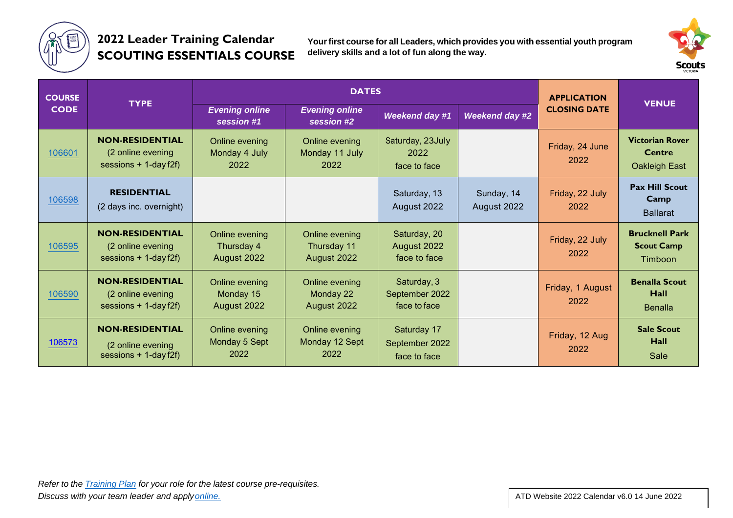# 2022 Leader Training Calendar

# SCOUTING ESSENTIALS COURSE

**Your first course for all Leaders, which provides you with essential youth program delivery skills and a lot of fun along the way.**

| COURSE CODE | TYPE | DATES | | | | APPLICATION CLOSING DATE | VENUE |
|---|---|---|---|---|---|---|---|
| | | *Evening online session #1* | *Evening online session #2* | *Weekend day #1* | *Weekend day #2* | | |
| 106601 | **NON-RESIDENTIAL** (2 online evening sessions + 1-day f2f) | Online evening Monday 4 July 2022 | Online evening Monday 11 July 2022 | Saturday, 23July 2022 face to face | | Friday, 24 June 2022 | **Victorian Rover Centre** Oakleigh East |
| 106598 | **RESIDENTIAL** (2 days inc. overnight) | | | Saturday, 13 August 2022 | Sunday, 14 August 2022 | Friday, 22 July 2022 | **Pax Hill Scout Camp** Ballarat |
| 106595 | **NON-RESIDENTIAL** (2 online evening sessions + 1-day f2f) | Online evening Thursday 4 August 2022 | Online evening Thursday 11 August 2022 | Saturday, 20 August 2022 face to face | | Friday, 22 July 2022 | **Brucknell Park Scout Camp** Timboon |
| 106590 | **NON-RESIDENTIAL** (2 online evening sessions + 1-day f2f) | Online evening Monday 15 August 2022 | Online evening Monday 22 August 2022 | Saturday, 3 September 2022 face to face | | Friday, 1 August 2022 | **Benalla Scout Hall** Benalla |
| 106573 | **NON-RESIDENTIAL** (2 online evening sessions + 1-day f2f) | Online evening Monday 5 Sept 2022 | Online evening Monday 12 Sept 2022 | Saturday 17 September 2022 face to face | | Friday, 12 Aug 2022 | **Sale Scout Hall** Sale |

*Refer to the Training Plan for your role for the latest course pre-requisites.*
*Discuss with your team leader and apply online.*

ATD Website 2022 Calendar v6.0 14 June 2022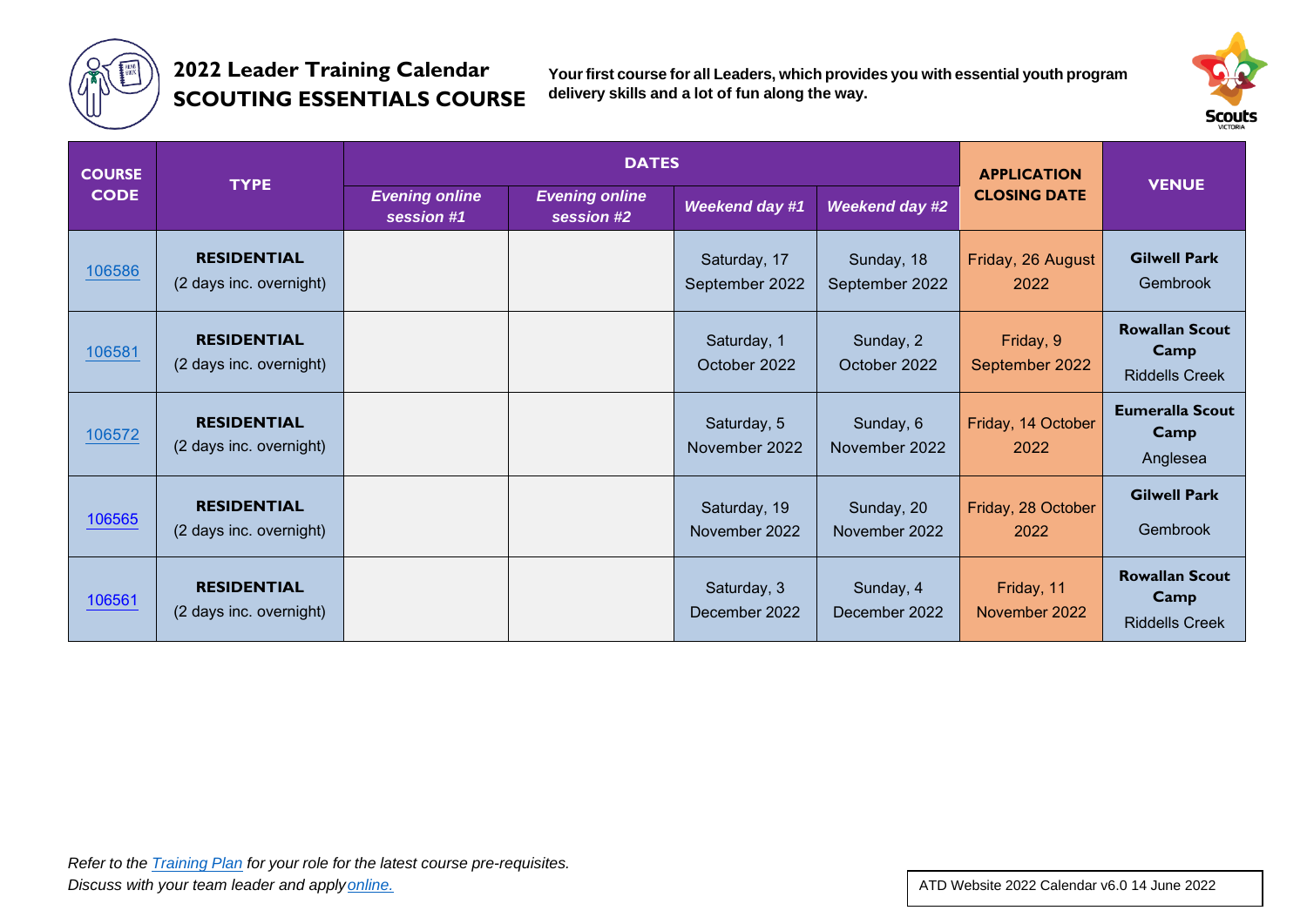# 2022 Leader Training Calendar
## SCOUTING ESSENTIALS COURSE

**Your first course for all Leaders, which provides you with essential youth program delivery skills and a lot of fun along the way.**

| COURSE CODE | TYPE | DATES | | | | APPLICATION CLOSING DATE | VENUE |
|---|---|---|---|---|---|---|---|
| | | *Evening online session #1* | *Evening online session #2* | *Weekend day #1* | *Weekend day #2* | | |
| 106586 | **RESIDENTIAL** (2 days inc. overnight) | | | Saturday, 17 September 2022 | Sunday, 18 September 2022 | Friday, 26 August 2022 | **Gilwell Park** Gembrook |
| 106581 | **RESIDENTIAL** (2 days inc. overnight) | | | Saturday, 1 October 2022 | Sunday, 2 October 2022 | Friday, 9 September 2022 | **Rowallan Scout Camp** Riddells Creek |
| 106572 | **RESIDENTIAL** (2 days inc. overnight) | | | Saturday, 5 November 2022 | Sunday, 6 November 2022 | Friday, 14 October 2022 | **Eumeralla Scout Camp** Anglesea |
| 106565 | **RESIDENTIAL** (2 days inc. overnight) | | | Saturday, 19 November 2022 | Sunday, 20 November 2022 | Friday, 28 October 2022 | **Gilwell Park** Gembrook |
| 106561 | **RESIDENTIAL** (2 days inc. overnight) | | | Saturday, 3 December 2022 | Sunday, 4 December 2022 | Friday, 11 November 2022 | **Rowallan Scout Camp** Riddells Creek |

*Refer to the Training Plan for your role for the latest course pre-requisites.*
*Discuss with your team leader and apply online.*

ATD Website 2022 Calendar v6.0 14 June 2022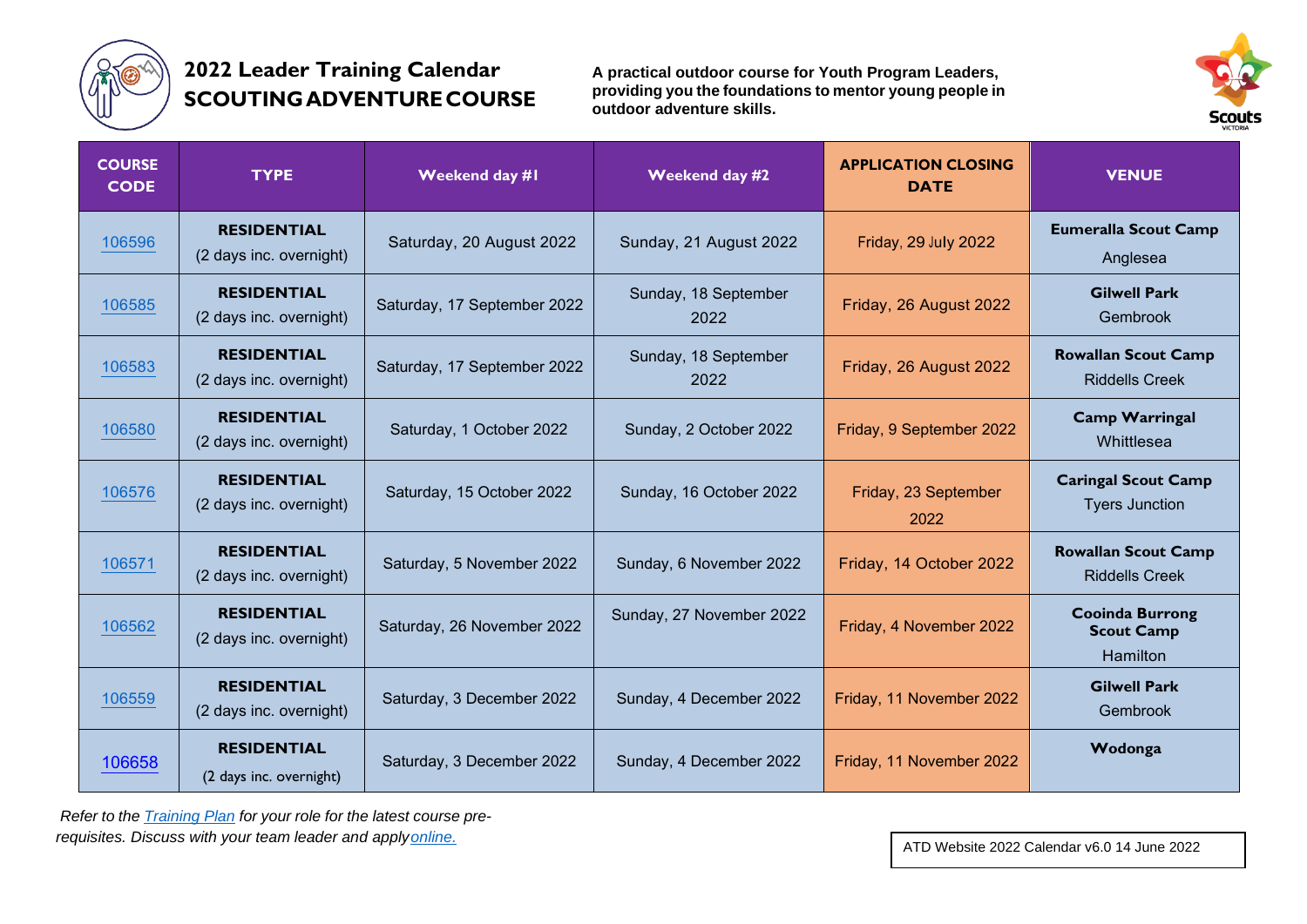# 2022 Leader Training Calendar
## SCOUTING ADVENTURE COURSE

**A practical outdoor course for Youth Program Leaders, providing you the foundations to mentor young people in outdoor adventure skills.**

| COURSE CODE | TYPE | Weekend day #1 | Weekend day #2 | APPLICATION CLOSING DATE | VENUE |
|---|---|---|---|---|---|
| 106596 | **RESIDENTIAL** (2 days inc. overnight) | Saturday, 20 August 2022 | Sunday, 21 August 2022 | Friday, 29 July 2022 | **Eumeralla Scout Camp** Anglesea |
| 106585 | **RESIDENTIAL** (2 days inc. overnight) | Saturday, 17 September 2022 | Sunday, 18 September 2022 | Friday, 26 August 2022 | **Gilwell Park** Gembrook |
| 106583 | **RESIDENTIAL** (2 days inc. overnight) | Saturday, 17 September 2022 | Sunday, 18 September 2022 | Friday, 26 August 2022 | **Rowallan Scout Camp** Riddells Creek |
| 106580 | **RESIDENTIAL** (2 days inc. overnight) | Saturday, 1 October 2022 | Sunday, 2 October 2022 | Friday, 9 September 2022 | **Camp Warringal** Whittlesea |
| 106576 | **RESIDENTIAL** (2 days inc. overnight) | Saturday, 15 October 2022 | Sunday, 16 October 2022 | Friday, 23 September 2022 | **Caringal Scout Camp** Tyers Junction |
| 106571 | **RESIDENTIAL** (2 days inc. overnight) | Saturday, 5 November 2022 | Sunday, 6 November 2022 | Friday, 14 October 2022 | **Rowallan Scout Camp** Riddells Creek |
| 106562 | **RESIDENTIAL** (2 days inc. overnight) | Saturday, 26 November 2022 | Sunday, 27 November 2022 | Friday, 4 November 2022 | **Cooinda Burrong Scout Camp** Hamilton |
| 106559 | **RESIDENTIAL** (2 days inc. overnight) | Saturday, 3 December 2022 | Sunday, 4 December 2022 | Friday, 11 November 2022 | **Gilwell Park** Gembrook |
| 106658 | **RESIDENTIAL** (2 days inc. overnight) | Saturday, 3 December 2022 | Sunday, 4 December 2022 | Friday, 11 November 2022 | **Wodonga** |

*Refer to the Training Plan for your role for the latest course pre-requisites. Discuss with your team leader and apply online.*

ATD Website 2022 Calendar v6.0 14 June 2022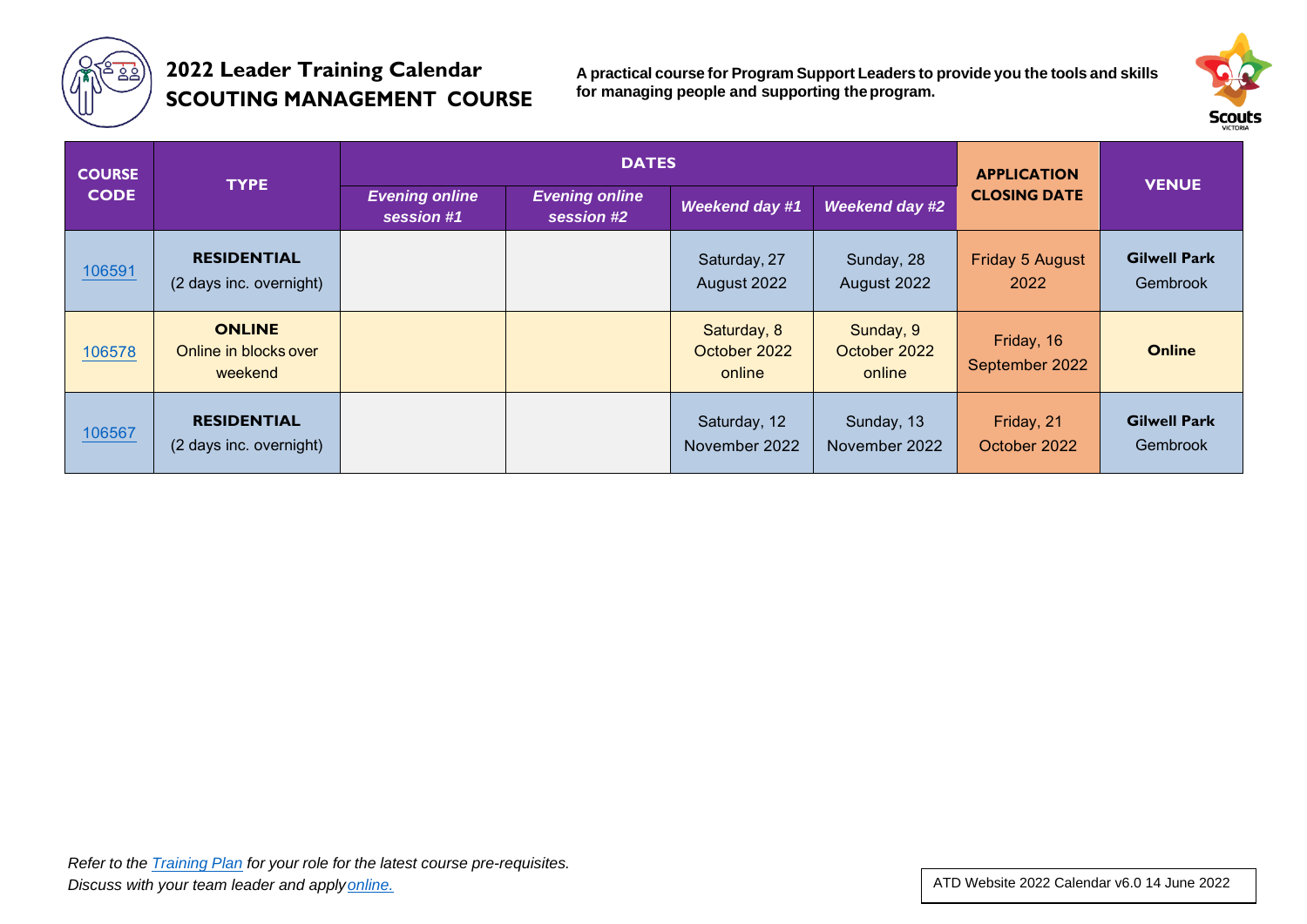# 2022 Leader Training Calendar
## SCOUTING MANAGEMENT COURSE

**A practical course for Program Support Leaders to provide you the tools and skills for managing people and supporting the program.**

| COURSE CODE | TYPE | DATES | | | | APPLICATION CLOSING DATE | VENUE |
|---|---|---|---|---|---|---|---|
| | | *Evening online session #1* | *Evening online session #2* | *Weekend day #1* | *Weekend day #2* | | |
| 106591 | **RESIDENTIAL** (2 days inc. overnight) | | | Saturday, 27 August 2022 | Sunday, 28 August 2022 | Friday 5 August 2022 | **Gilwell Park** Gembrook |
| 106578 | **ONLINE** Online in blocks over weekend | | | Saturday, 8 October 2022 online | Sunday, 9 October 2022 online | Friday, 16 September 2022 | **Online** |
| 106567 | **RESIDENTIAL** (2 days inc. overnight) | | | Saturday, 12 November 2022 | Sunday, 13 November 2022 | Friday, 21 October 2022 | **Gilwell Park** Gembrook |

*Refer to the Training Plan for your role for the latest course pre-requisites.*
*Discuss with your team leader and apply online.*

ATD Website 2022 Calendar v6.0 14 June 2022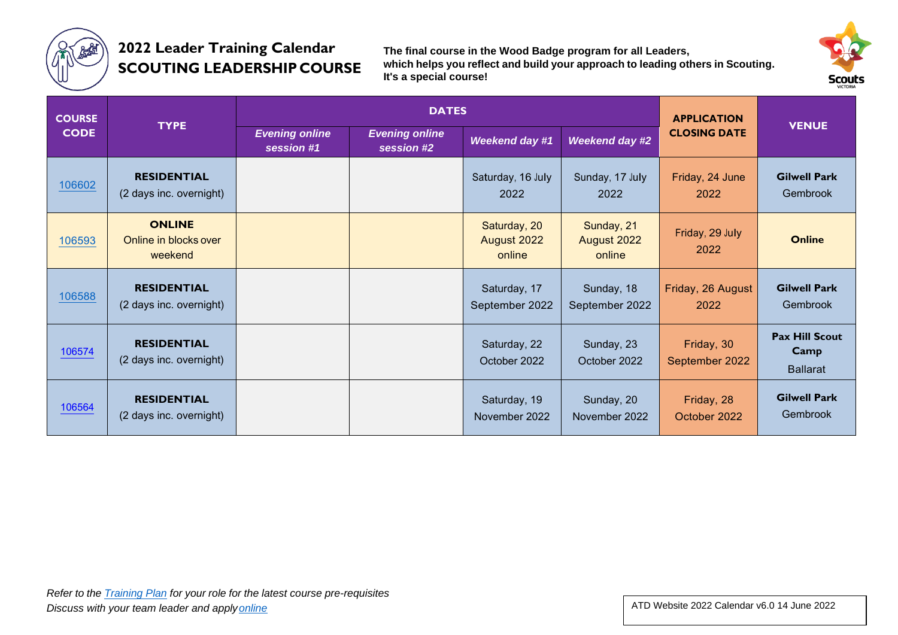# 2022 Leader Training Calendar
# SCOUTING LEADERSHIP COURSE

**The final course in the Wood Badge program for all Leaders, which helps you reflect and build your approach to leading others in Scouting. It's a special course!**

| COURSE CODE | TYPE | DATES | | | | APPLICATION CLOSING DATE | VENUE |
|---|---|---|---|---|---|---|---|
| | | *Evening online session #1* | *Evening online session #2* | *Weekend day #1* | *Weekend day #2* | | |
| 106602 | **RESIDENTIAL** (2 days inc. overnight) | | | Saturday, 16 July 2022 | Sunday, 17 July 2022 | Friday, 24 June 2022 | **Gilwell Park** Gembrook |
| 106593 | **ONLINE** Online in blocks over weekend | | | Saturday, 20 August 2022 online | Sunday, 21 August 2022 online | Friday, 29 July 2022 | **Online** |
| 106588 | **RESIDENTIAL** (2 days inc. overnight) | | | Saturday, 17 September 2022 | Sunday, 18 September 2022 | Friday, 26 August 2022 | **Gilwell Park** Gembrook |
| 106574 | **RESIDENTIAL** (2 days inc. overnight) | | | Saturday, 22 October 2022 | Sunday, 23 October 2022 | Friday, 30 September 2022 | **Pax Hill Scout Camp** Ballarat |
| 106564 | **RESIDENTIAL** (2 days inc. overnight) | | | Saturday, 19 November 2022 | Sunday, 20 November 2022 | Friday, 28 October 2022 | **Gilwell Park** Gembrook |

*Refer to the Training Plan for your role for the latest course pre-requisites*
*Discuss with your team leader and apply online*

ATD Website 2022 Calendar v6.0 14 June 2022